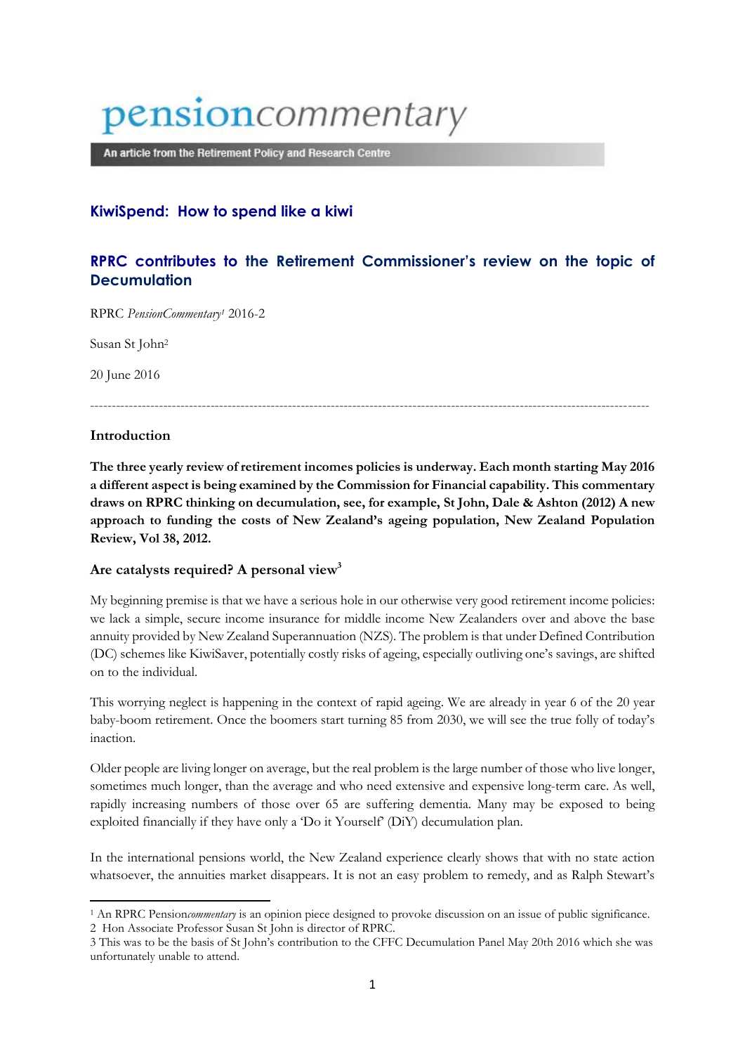pensioncommentary

An article from the Retirement Policy and Research Centre

## KiwiSpend: How to spend like a kiwi

## RPRC contributes to the Retirement Commissioner's review on the topic of Decumulation

RPRC *PensionCommentary*[1] 2016-2

Susan St John[2]

20 June 2016

---

### Introduction

**The three yearly review of retirement incomes policies is underway. Each month starting May 2016 a different aspect is being examined by the Commission for Financial capability. This commentary draws on RPRC thinking on decumulation, see, for example, St John, Dale & Ashton (2012) A new approach to funding the costs of New Zealand's ageing population, New Zealand Population Review, Vol 38, 2012.**

### Are catalysts required? A personal view[3]

My beginning premise is that we have a serious hole in our otherwise very good retirement income policies: we lack a simple, secure income insurance for middle income New Zealanders over and above the base annuity provided by New Zealand Superannuation (NZS). The problem is that under Defined Contribution (DC) schemes like KiwiSaver, potentially costly risks of ageing, especially outliving one's savings, are shifted on to the individual.

This worrying neglect is happening in the context of rapid ageing. We are already in year 6 of the 20 year baby-boom retirement. Once the boomers start turning 85 from 2030, we will see the true folly of today's inaction.

Older people are living longer on average, but the real problem is the large number of those who live longer, sometimes much longer, than the average and who need extensive and expensive long-term care. As well, rapidly increasing numbers of those over 65 are suffering dementia. Many may be exposed to being exploited financially if they have only a 'Do it Yourself' (DiY) decumulation plan.

In the international pensions world, the New Zealand experience clearly shows that with no state action whatsoever, the annuities market disappears. It is not an easy problem to remedy, and as Ralph Stewart's

---

[1] An RPRC Pension*commentary* is an opinion piece designed to provoke discussion on an issue of public significance.

[2] Hon Associate Professor Susan St John is director of RPRC.

[3] This was to be the basis of St John's contribution to the CFFC Decumulation Panel May 20th 2016 which she was unfortunately unable to attend.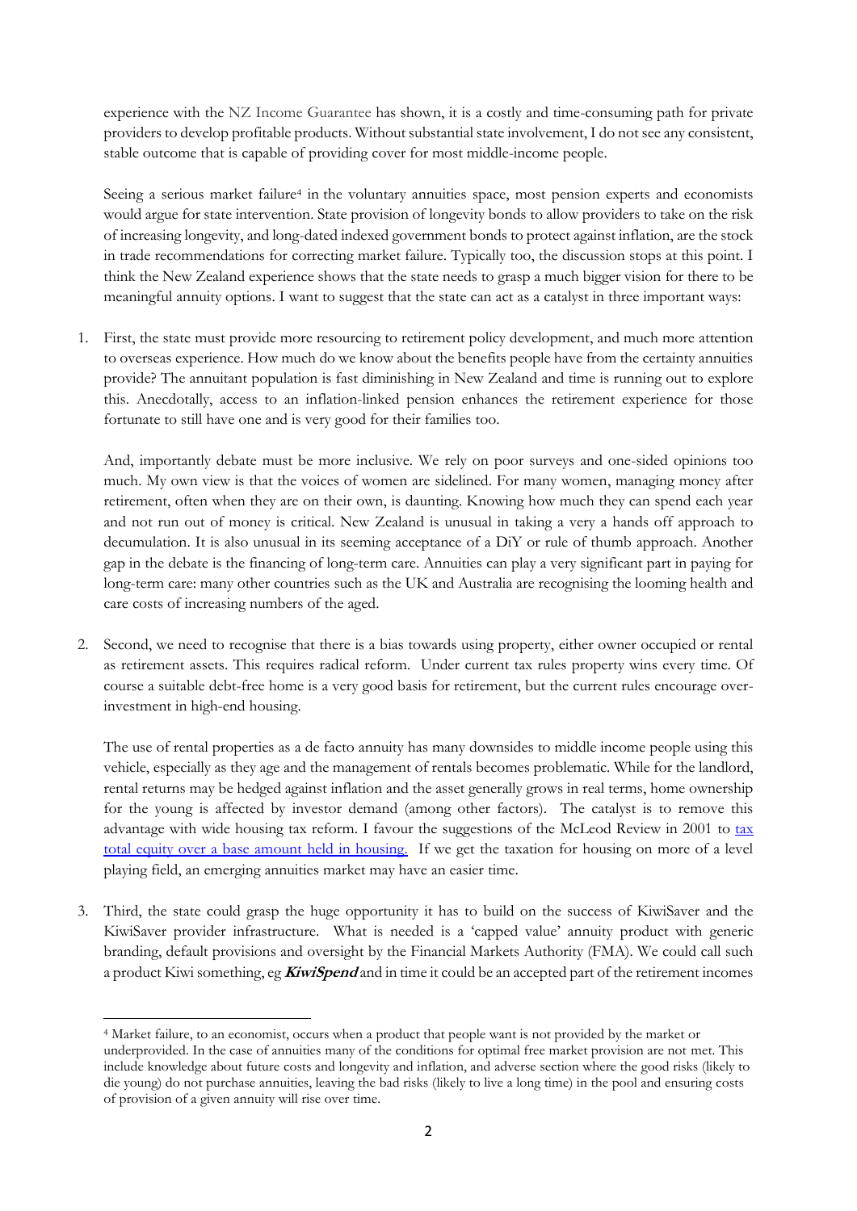experience with the NZ Income Guarantee has shown, it is a costly and time-consuming path for private providers to develop profitable products. Without substantial state involvement, I do not see any consistent, stable outcome that is capable of providing cover for most middle-income people.

Seeing a serious market failure[4] in the voluntary annuities space, most pension experts and economists would argue for state intervention. State provision of longevity bonds to allow providers to take on the risk of increasing longevity, and long-dated indexed government bonds to protect against inflation, are the stock in trade recommendations for correcting market failure. Typically too, the discussion stops at this point. I think the New Zealand experience shows that the state needs to grasp a much bigger vision for there to be meaningful annuity options. I want to suggest that the state can act as a catalyst in three important ways:

1. First, the state must provide more resourcing to retirement policy development, and much more attention to overseas experience. How much do we know about the benefits people have from the certainty annuities provide? The annuitant population is fast diminishing in New Zealand and time is running out to explore this. Anecdotally, access to an inflation-linked pension enhances the retirement experience for those fortunate to still have one and is very good for their families too.

   And, importantly debate must be more inclusive. We rely on poor surveys and one-sided opinions too much. My own view is that the voices of women are sidelined. For many women, managing money after retirement, often when they are on their own, is daunting. Knowing how much they can spend each year and not run out of money is critical. New Zealand is unusual in taking a very a hands off approach to decumulation. It is also unusual in its seeming acceptance of a DiY or rule of thumb approach. Another gap in the debate is the financing of long-term care. Annuities can play a very significant part in paying for long-term care: many other countries such as the UK and Australia are recognising the looming health and care costs of increasing numbers of the aged.

2. Second, we need to recognise that there is a bias towards using property, either owner occupied or rental as retirement assets. This requires radical reform. Under current tax rules property wins every time. Of course a suitable debt-free home is a very good basis for retirement, but the current rules encourage over-investment in high-end housing.

   The use of rental properties as a de facto annuity has many downsides to middle income people using this vehicle, especially as they age and the management of rentals becomes problematic. While for the landlord, rental returns may be hedged against inflation and the asset generally grows in real terms, home ownership for the young is affected by investor demand (among other factors). The catalyst is to remove this advantage with wide housing tax reform. I favour the suggestions of the McLeod Review in 2001 to tax total equity over a base amount held in housing. If we get the taxation for housing on more of a level playing field, an emerging annuities market may have an easier time.

3. Third, the state could grasp the huge opportunity it has to build on the success of KiwiSaver and the KiwiSaver provider infrastructure. What is needed is a 'capped value' annuity product with generic branding, default provisions and oversight by the Financial Markets Authority (FMA). We could call such a product Kiwi something, eg ***KiwiSpend*** and in time it could be an accepted part of the retirement incomes

[4] Market failure, to an economist, occurs when a product that people want is not provided by the market or underprovided. In the case of annuities many of the conditions for optimal free market provision are not met. This include knowledge about future costs and longevity and inflation, and adverse section where the good risks (likely to die young) do not purchase annuities, leaving the bad risks (likely to live a long time) in the pool and ensuring costs of provision of a given annuity will rise over time.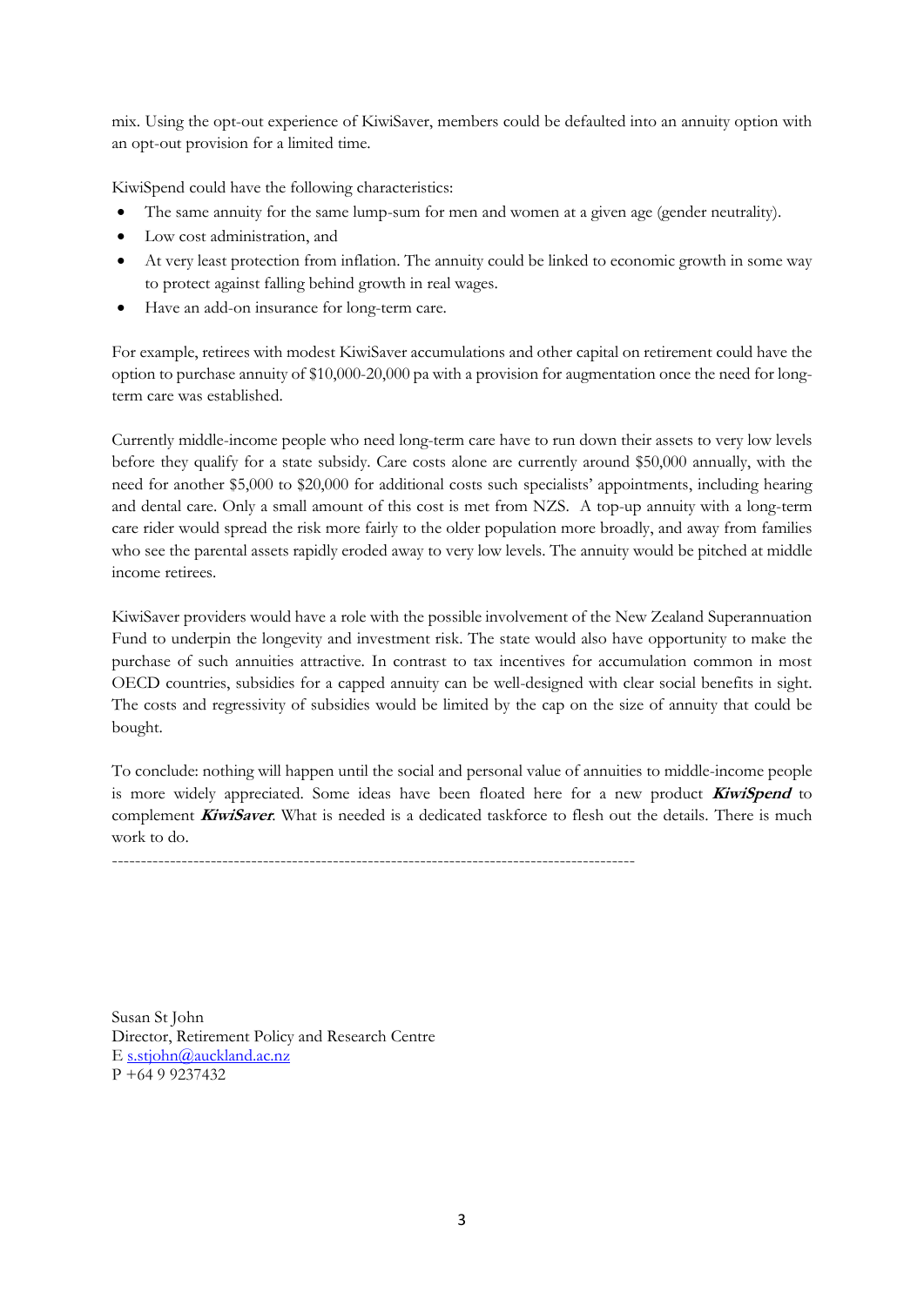mix. Using the opt-out experience of KiwiSaver, members could be defaulted into an annuity option with an opt-out provision for a limited time.

KiwiSpend could have the following characteristics:

- The same annuity for the same lump-sum for men and women at a given age (gender neutrality).
- Low cost administration, and
- At very least protection from inflation. The annuity could be linked to economic growth in some way to protect against falling behind growth in real wages.
- Have an add-on insurance for long-term care.

For example, retirees with modest KiwiSaver accumulations and other capital on retirement could have the option to purchase annuity of $10,000-20,000 pa with a provision for augmentation once the need for long-term care was established.

Currently middle-income people who need long-term care have to run down their assets to very low levels before they qualify for a state subsidy. Care costs alone are currently around $50,000 annually, with the need for another $5,000 to $20,000 for additional costs such specialists' appointments, including hearing and dental care. Only a small amount of this cost is met from NZS. A top-up annuity with a long-term care rider would spread the risk more fairly to the older population more broadly, and away from families who see the parental assets rapidly eroded away to very low levels. The annuity would be pitched at middle income retirees.

KiwiSaver providers would have a role with the possible involvement of the New Zealand Superannuation Fund to underpin the longevity and investment risk. The state would also have opportunity to make the purchase of such annuities attractive. In contrast to tax incentives for accumulation common in most OECD countries, subsidies for a capped annuity can be well-designed with clear social benefits in sight. The costs and regressivity of subsidies would be limited by the cap on the size of annuity that could be bought.

To conclude: nothing will happen until the social and personal value of annuities to middle-income people is more widely appreciated. Some ideas have been floated here for a new product ***KiwiSpend*** to complement ***KiwiSaver***. What is needed is a dedicated taskforce to flesh out the details. There is much work to do.

---

Susan St John
Director, Retirement Policy and Research Centre
E s.stjohn@auckland.ac.nz
P +64 9 9237432